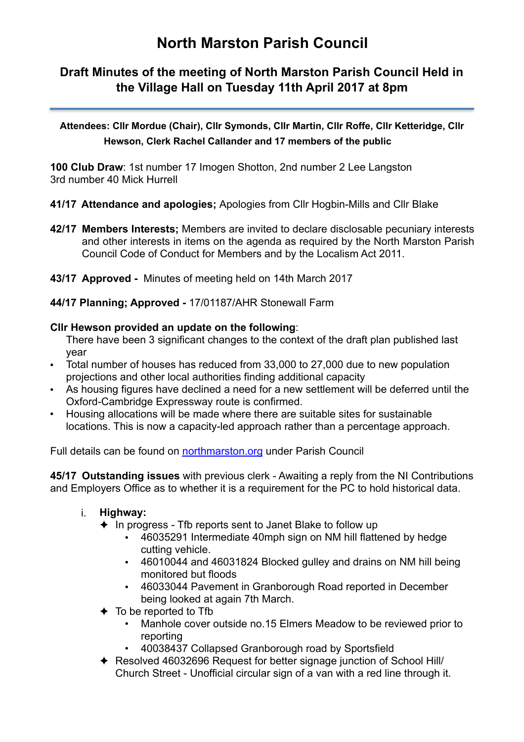# North Marston Parish Council

## Draft Minutes of the meeting of North Marston Parish Council Held in the Village Hall on Tuesday 11th April 2017 at 8pm

**Attendees: Cllr Mordue (Chair), Cllr Symonds, Cllr Martin, Cllr Roffe, Cllr Ketteridge, Cllr Hewson, Clerk Rachel Callander and 17 members of the public**

**100 Club Draw**: 1st number 17 Imogen Shotton, 2nd number 2 Lee Langston
3rd number 40 Mick Hurrell

**41/17 Attendance and apologies;** Apologies from Cllr Hogbin-Mills and Cllr Blake

**42/17 Members Interests;** Members are invited to declare disclosable pecuniary interests and other interests in items on the agenda as required by the North Marston Parish Council Code of Conduct for Members and by the Localism Act 2011.

**43/17 Approved -** Minutes of meeting held on 14th March 2017

**44/17 Planning; Approved -** 17/01187/AHR Stonewall Farm

**Cllr Hewson provided an update on the following**:

There have been 3 significant changes to the context of the draft plan published last year

- Total number of houses has reduced from 33,000 to 27,000 due to new population projections and other local authorities finding additional capacity
- As housing figures have declined a need for a new settlement will be deferred until the Oxford-Cambridge Expressway route is confirmed.
- Housing allocations will be made where there are suitable sites for sustainable locations. This is now a capacity-led approach rather than a percentage approach.

Full details can be found on [northmarston.org](northmarston.org) under Parish Council

**45/17 Outstanding issues** with previous clerk - Awaiting a reply from the NI Contributions and Employers Office as to whether it is a requirement for the PC to hold historical data.

i. **Highway:**
   - ✦ In progress - Tfb reports sent to Janet Blake to follow up
     - 46035291 Intermediate 40mph sign on NM hill flattened by hedge cutting vehicle.
     - 46010044 and 46031824 Blocked gulley and drains on NM hill being monitored but floods
     - 46033044 Pavement in Granborough Road reported in December being looked at again 7th March.
   - ✦ To be reported to Tfb
     - Manhole cover outside no.15 Elmers Meadow to be reviewed prior to reporting
     - 40038437 Collapsed Granborough road by Sportsfield
   - ✦ Resolved 46032696 Request for better signage junction of School Hill/ Church Street - Unofficial circular sign of a van with a red line through it.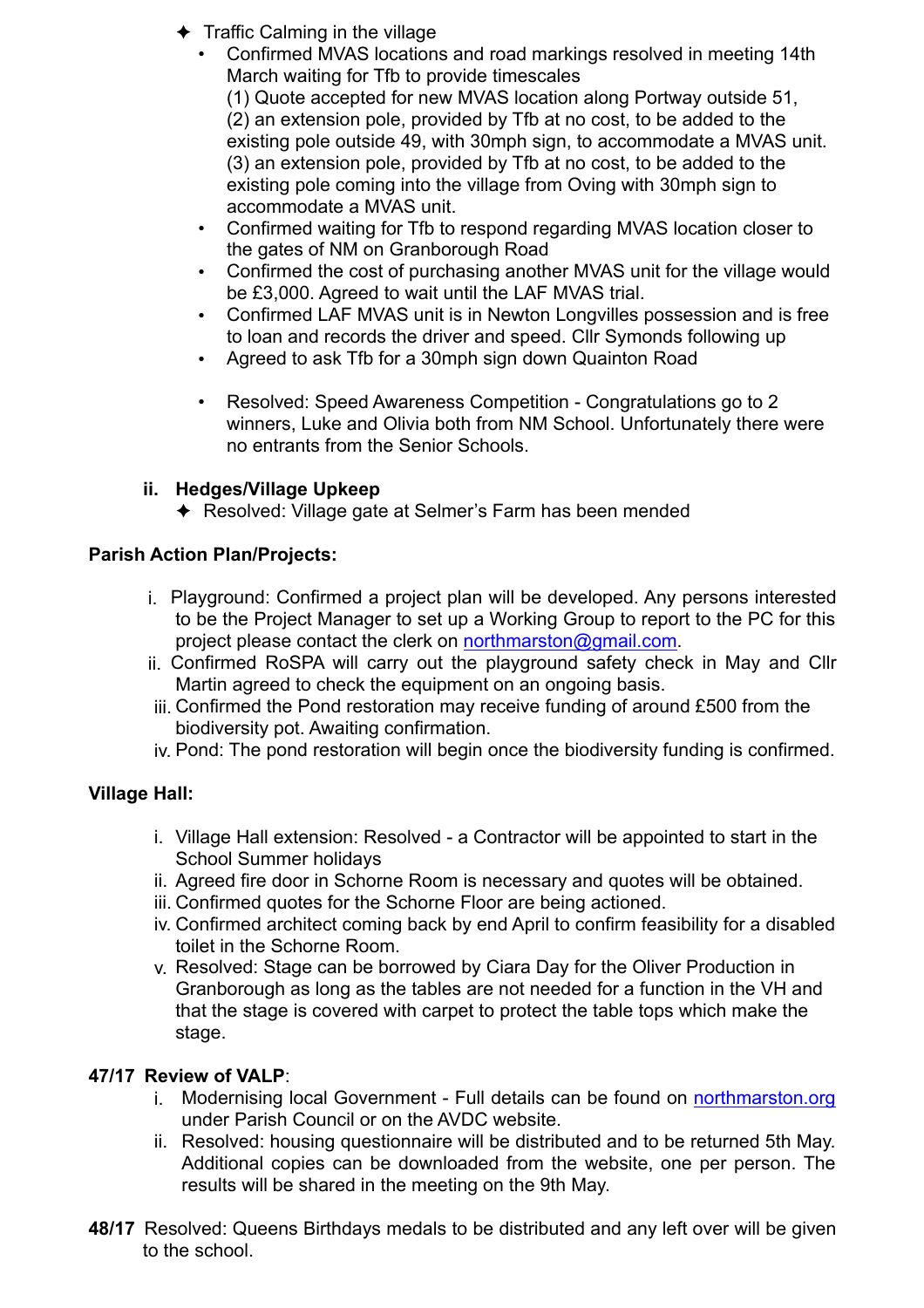- ✦ Traffic Calming in the village
  - Confirmed MVAS locations and road markings resolved in meeting 14th March waiting for Tfb to provide timescales
    (1) Quote accepted for new MVAS location along Portway outside 51,
    (2) an extension pole, provided by Tfb at no cost, to be added to the existing pole outside 49, with 30mph sign, to accommodate a MVAS unit.
    (3) an extension pole, provided by Tfb at no cost, to be added to the existing pole coming into the village from Oving with 30mph sign to accommodate a MVAS unit.
  - Confirmed waiting for Tfb to respond regarding MVAS location closer to the gates of NM on Granborough Road
  - Confirmed the cost of purchasing another MVAS unit for the village would be £3,000. Agreed to wait until the LAF MVAS trial.
  - Confirmed LAF MVAS unit is in Newton Longvilles possession and is free to loan and records the driver and speed. Cllr Symonds following up
  - Agreed to ask Tfb for a 30mph sign down Quainton Road

  - Resolved: Speed Awareness Competition - Congratulations go to 2 winners, Luke and Olivia both from NM School. Unfortunately there were no entrants from the Senior Schools.

**ii. Hedges/Village Upkeep**

- ✦ Resolved: Village gate at Selmer's Farm has been mended

**Parish Action Plan/Projects:**

i. Playground: Confirmed a project plan will be developed. Any persons interested to be the Project Manager to set up a Working Group to report to the PC for this project please contact the clerk on northmarston@gmail.com.
ii. Confirmed RoSPA will carry out the playground safety check in May and Cllr Martin agreed to check the equipment on an ongoing basis.
iii. Confirmed the Pond restoration may receive funding of around £500 from the biodiversity pot. Awaiting confirmation.
iv. Pond: The pond restoration will begin once the biodiversity funding is confirmed.

**Village Hall:**

i. Village Hall extension: Resolved - a Contractor will be appointed to start in the School Summer holidays
ii. Agreed fire door in Schorne Room is necessary and quotes will be obtained.
iii. Confirmed quotes for the Schorne Floor are being actioned.
iv. Confirmed architect coming back by end April to confirm feasibility for a disabled toilet in the Schorne Room.
v. Resolved: Stage can be borrowed by Ciara Day for the Oliver Production in Granborough as long as the tables are not needed for a function in the VH and that the stage is covered with carpet to protect the table tops which make the stage.

**47/17 Review of VALP**:

i. Modernising local Government - Full details can be found on northmarston.org under Parish Council or on the AVDC website.
ii. Resolved: housing questionnaire will be distributed and to be returned 5th May. Additional copies can be downloaded from the website, one per person. The results will be shared in the meeting on the 9th May.

**48/17** Resolved: Queens Birthdays medals to be distributed and any left over will be given to the school.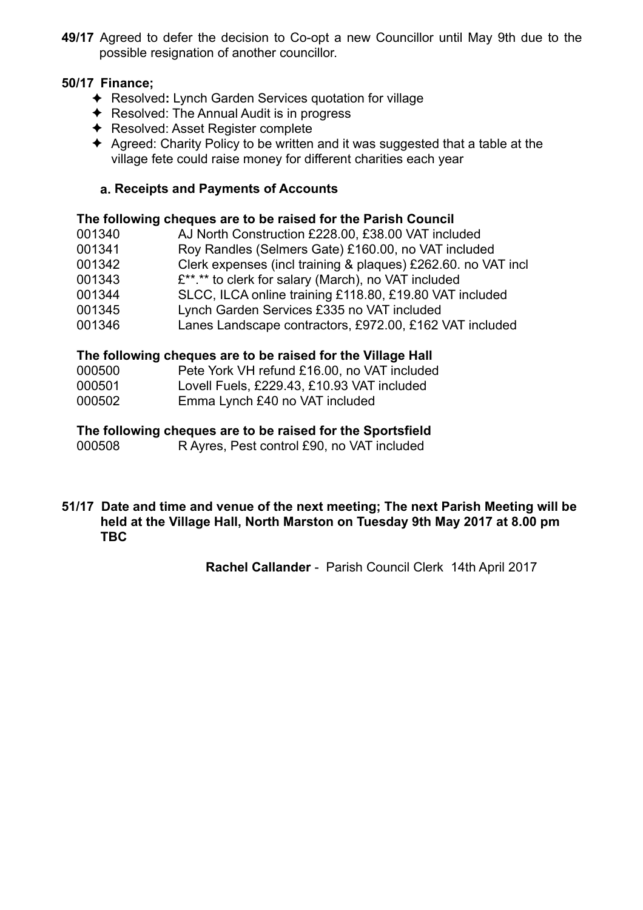**49/17** Agreed to defer the decision to Co-opt a new Councillor until May 9th due to the possible resignation of another councillor.

**50/17 Finance;**

- Resolved**:** Lynch Garden Services quotation for village
- Resolved: The Annual Audit is in progress
- Resolved: Asset Register complete
- Agreed: Charity Policy to be written and it was suggested that a table at the village fete could raise money for different charities each year

**a. Receipts and Payments of Accounts**

**The following cheques are to be raised for the Parish Council**

| | |
|---|---|
| 001340 | AJ North Construction £228.00, £38.00 VAT included |
| 001341 | Roy Randles (Selmers Gate) £160.00, no VAT included |
| 001342 | Clerk expenses (incl training & plaques) £262.60. no VAT incl |
| 001343 | £**.** to clerk for salary (March), no VAT included |
| 001344 | SLCC, ILCA online training £118.80, £19.80 VAT included |
| 001345 | Lynch Garden Services £335 no VAT included |
| 001346 | Lanes Landscape contractors, £972.00, £162 VAT included |

**The following cheques are to be raised for the Village Hall**

| | |
|---|---|
| 000500 | Pete York VH refund £16.00, no VAT included |
| 000501 | Lovell Fuels, £229.43, £10.93 VAT included |
| 000502 | Emma Lynch £40 no VAT included |

**The following cheques are to be raised for the Sportsfield**

| | |
|---|---|
| 000508 | R Ayres, Pest control £90, no VAT included |

**51/17 Date and time and venue of the next meeting; The next Parish Meeting will be held at the Village Hall, North Marston on Tuesday 9th May 2017 at 8.00 pm TBC**

**Rachel Callander** - Parish Council Clerk 14th April 2017